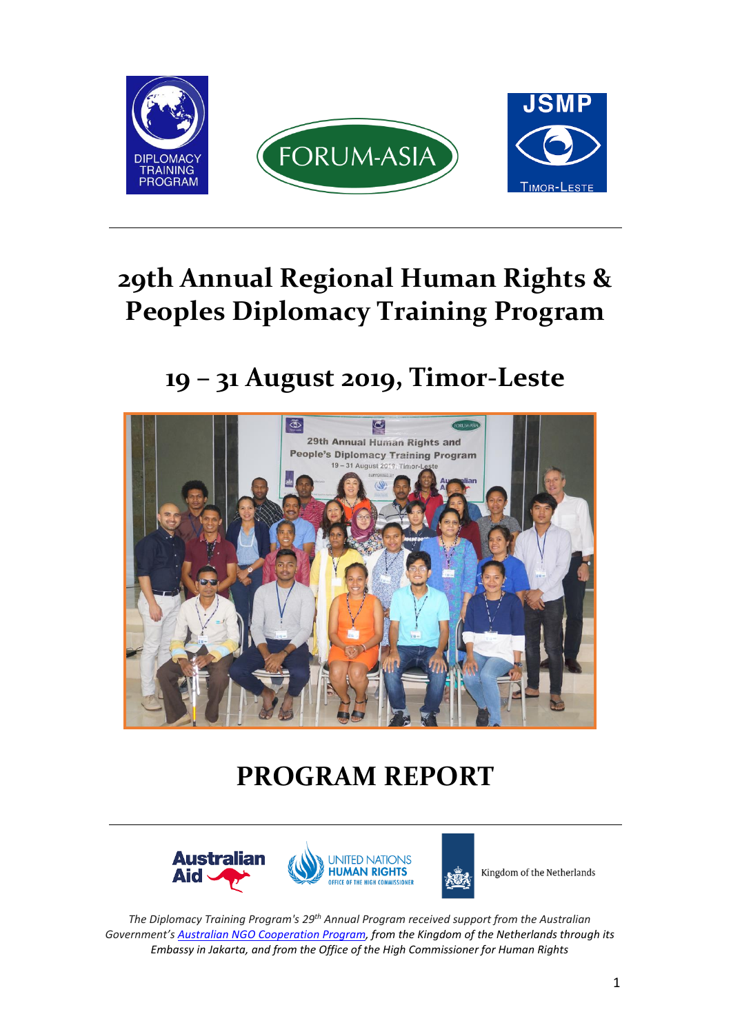# 29th Annual Regional Human Rights & Peoples Diplomacy Training Program

## 19 – 31 August 2019, Timor-Leste

# PROGRAM REPORT

*The Diplomacy Training Program's 29th Annual Program received support from the Australian Government's [Australian NGO Cooperation Program](), from the Kingdom of the Netherlands through its Embassy in Jakarta, and from the Office of the High Commissioner for Human Rights*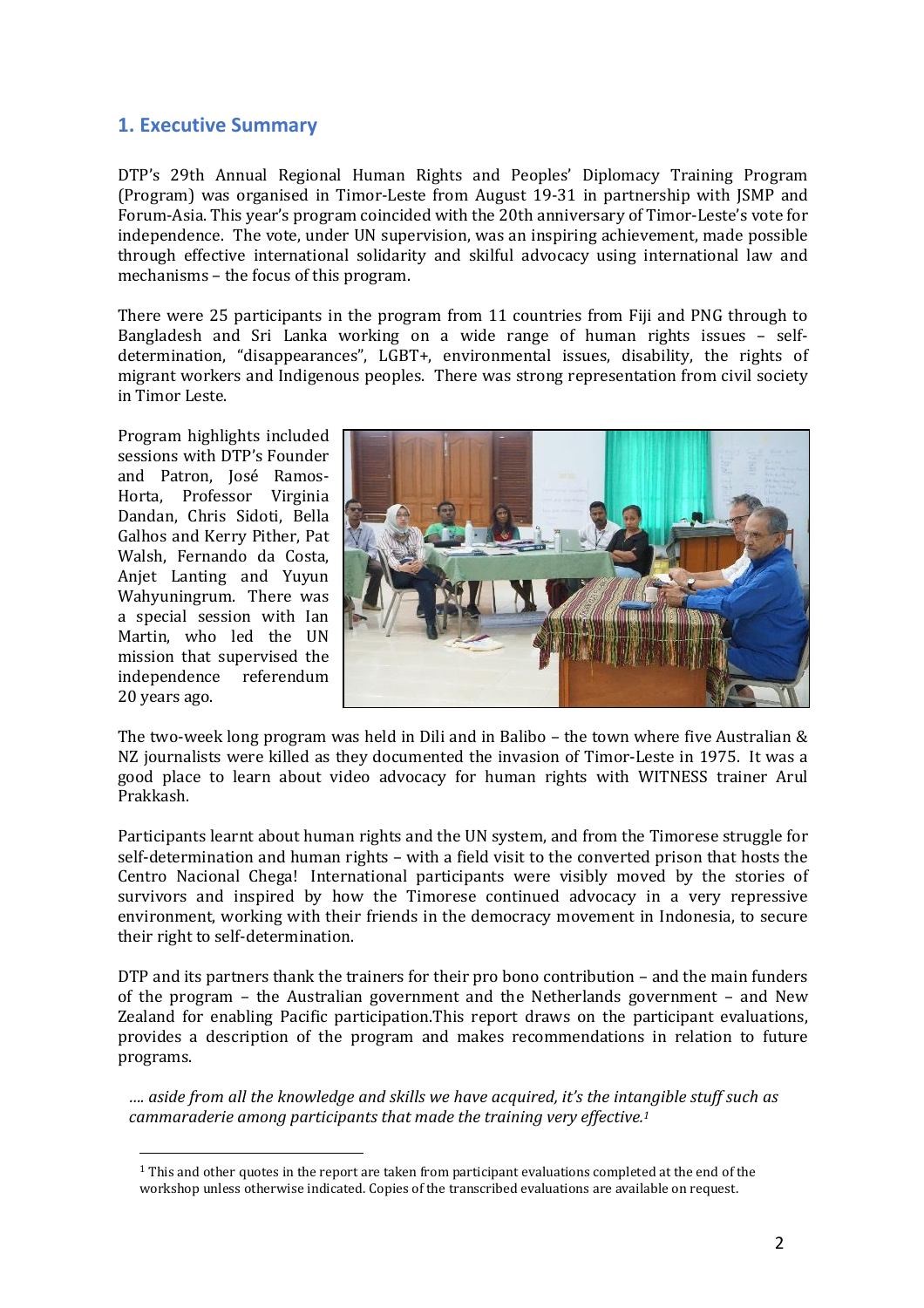## 1. Executive Summary

DTP's 29th Annual Regional Human Rights and Peoples' Diplomacy Training Program (Program) was organised in Timor-Leste from August 19-31 in partnership with JSMP and Forum-Asia. This year's program coincided with the 20th anniversary of Timor-Leste's vote for independence. The vote, under UN supervision, was an inspiring achievement, made possible through effective international solidarity and skilful advocacy using international law and mechanisms – the focus of this program.

There were 25 participants in the program from 11 countries from Fiji and PNG through to Bangladesh and Sri Lanka working on a wide range of human rights issues – self-determination, "disappearances", LGBT+, environmental issues, disability, the rights of migrant workers and Indigenous peoples. There was strong representation from civil society in Timor Leste.

Program highlights included sessions with DTP's Founder and Patron, José Ramos-Horta, Professor Virginia Dandan, Chris Sidoti, Bella Galhos and Kerry Pither, Pat Walsh, Fernando da Costa, Anjet Lanting and Yuyun Wahyuningrum. There was a special session with Ian Martin, who led the UN mission that supervised the independence referendum 20 years ago.

The two-week long program was held in Dili and in Balibo – the town where five Australian & NZ journalists were killed as they documented the invasion of Timor-Leste in 1975. It was a good place to learn about video advocacy for human rights with WITNESS trainer Arul Prakkash.

Participants learnt about human rights and the UN system, and from the Timorese struggle for self-determination and human rights – with a field visit to the converted prison that hosts the Centro Nacional Chega! International participants were visibly moved by the stories of survivors and inspired by how the Timorese continued advocacy in a very repressive environment, working with their friends in the democracy movement in Indonesia, to secure their right to self-determination.

DTP and its partners thank the trainers for their pro bono contribution – and the main funders of the program – the Australian government and the Netherlands government – and New Zealand for enabling Pacific participation.This report draws on the participant evaluations, provides a description of the program and makes recommendations in relation to future programs.

*…. aside from all the knowledge and skills we have acquired, it's the intangible stuff such as cammaraderie among participants that made the training very effective.*[1]

[1] This and other quotes in the report are taken from participant evaluations completed at the end of the workshop unless otherwise indicated. Copies of the transcribed evaluations are available on request.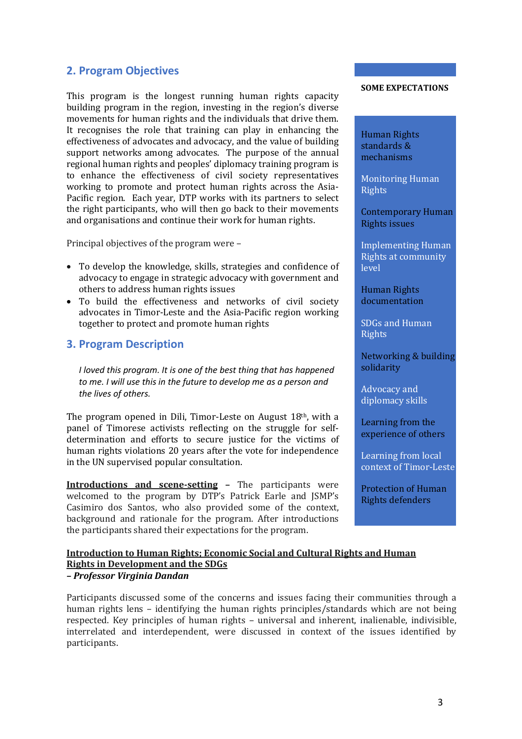## 2. Program Objectives

This program is the longest running human rights capacity building program in the region, investing in the region's diverse movements for human rights and the individuals that drive them. It recognises the role that training can play in enhancing the effectiveness of advocates and advocacy, and the value of building support networks among advocates. The purpose of the annual regional human rights and peoples' diplomacy training program is to enhance the effectiveness of civil society representatives working to promote and protect human rights across the Asia-Pacific region. Each year, DTP works with its partners to select the right participants, who will then go back to their movements and organisations and continue their work for human rights.

Principal objectives of the program were –

- To develop the knowledge, skills, strategies and confidence of advocacy to engage in strategic advocacy with government and others to address human rights issues
- To build the effectiveness and networks of civil society advocates in Timor-Leste and the Asia-Pacific region working together to protect and promote human rights

**SOME EXPECTATIONS**

- Human Rights standards & mechanisms
- Monitoring Human Rights
- Contemporary Human Rights issues
- Implementing Human Rights at community level
- Human Rights documentation
- SDGs and Human Rights
- Networking & building solidarity
- Advocacy and diplomacy skills
- Learning from the experience of others
- Learning from local context of Timor-Leste
- Protection of Human Rights defenders

## 3. Program Description

*I loved this program. It is one of the best thing that has happened to me. I will use this in the future to develop me as a person and the lives of others.*

The program opened in Dili, Timor-Leste on August 18th, with a panel of Timorese activists reflecting on the struggle for self-determination and efforts to secure justice for the victims of human rights violations 20 years after the vote for independence in the UN supervised popular consultation.

**Introductions and scene-setting** – The participants were welcomed to the program by DTP's Patrick Earle and JSMP's Casimiro dos Santos, who also provided some of the context, background and rationale for the program. After introductions the participants shared their expectations for the program.

**Introduction to Human Rights; Economic Social and Cultural Rights and Human Rights in Development and the SDGs**
***– Professor Virginia Dandan***

Participants discussed some of the concerns and issues facing their communities through a human rights lens – identifying the human rights principles/standards which are not being respected. Key principles of human rights – universal and inherent, inalienable, indivisible, interrelated and interdependent, were discussed in context of the issues identified by participants.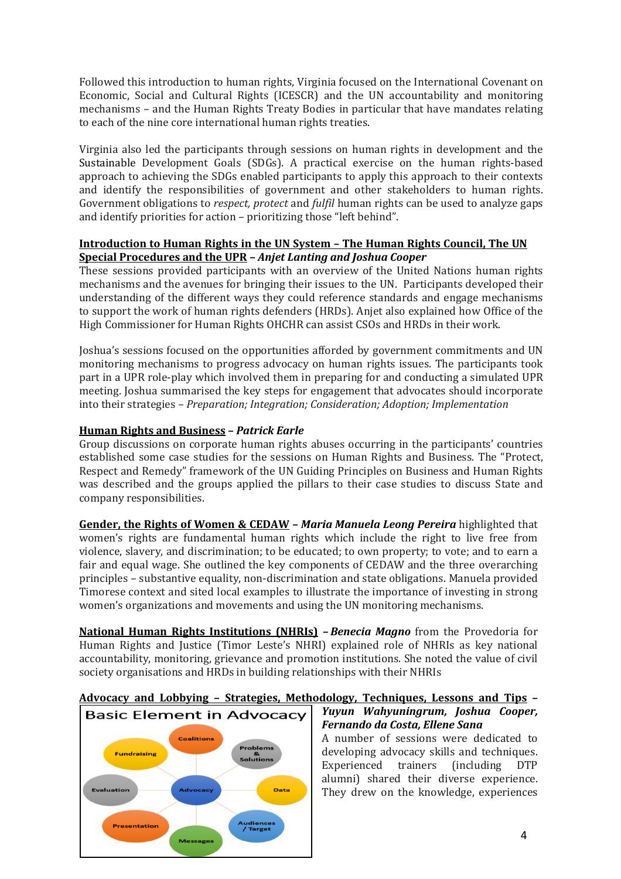Followed this introduction to human rights, Virginia focused on the International Covenant on Economic, Social and Cultural Rights (ICESCR) and the UN accountability and monitoring mechanisms – and the Human Rights Treaty Bodies in particular that have mandates relating to each of the nine core international human rights treaties.

Virginia also led the participants through sessions on human rights in development and the Sustainable Development Goals (SDGs). A practical exercise on the human rights-based approach to achieving the SDGs enabled participants to apply this approach to their contexts and identify the responsibilities of government and other stakeholders to human rights. Government obligations to *respect, protect* and *fulfil* human rights can be used to analyze gaps and identify priorities for action – prioritizing those "left behind".

**Introduction to Human Rights in the UN System – The Human Rights Council, The UN Special Procedures and the UPR** – ***Anjet Lanting and Joshua Cooper***
These sessions provided participants with an overview of the United Nations human rights mechanisms and the avenues for bringing their issues to the UN. Participants developed their understanding of the different ways they could reference standards and engage mechanisms to support the work of human rights defenders (HRDs). Anjet also explained how Office of the High Commissioner for Human Rights OHCHR can assist CSOs and HRDs in their work.

Joshua's sessions focused on the opportunities afforded by government commitments and UN monitoring mechanisms to progress advocacy on human rights issues. The participants took part in a UPR role-play which involved them in preparing for and conducting a simulated UPR meeting. Joshua summarised the key steps for engagement that advocates should incorporate into their strategies – *Preparation; Integration; Consideration; Adoption; Implementation*

**Human Rights and Business** – ***Patrick Earle***
Group discussions on corporate human rights abuses occurring in the participants' countries established some case studies for the sessions on Human Rights and Business. The "Protect, Respect and Remedy" framework of the UN Guiding Principles on Business and Human Rights was described and the groups applied the pillars to their case studies to discuss State and company responsibilities.

**Gender, the Rights of Women & CEDAW** – ***Maria Manuela Leong Pereira*** highlighted that women's rights are fundamental human rights which include the right to live free from violence, slavery, and discrimination; to be educated; to own property; to vote; and to earn a fair and equal wage. She outlined the key components of CEDAW and the three overarching principles – substantive equality, non-discrimination and state obligations. Manuela provided Timorese context and sited local examples to illustrate the importance of investing in strong women's organizations and movements and using the UN monitoring mechanisms.

**National Human Rights Institutions (NHRIs)** – ***Benecia Magno*** from the Provedoria for Human Rights and Justice (Timor Leste's NHRI) explained role of NHRIs as key national accountability, monitoring, grievance and promotion institutions. She noted the value of civil society organisations and HRDs in building relationships with their NHRIs

**Advocacy and Lobbying – Strategies, Methodology, Techniques, Lessons and Tips** – ***Yuyun Wahyuningrum, Joshua Cooper, Fernando da Costa, Ellene Sana***
A number of sessions were dedicated to developing advocacy skills and techniques. Experienced trainers (including DTP alumni) shared their diverse experience. They drew on the knowledge, experiences

Basic Element in Advocacy: Coalitions, Problems & Solutions, Data, Audiences / Target, Messages, Presentation, Evaluation, Fundraising, Advocacy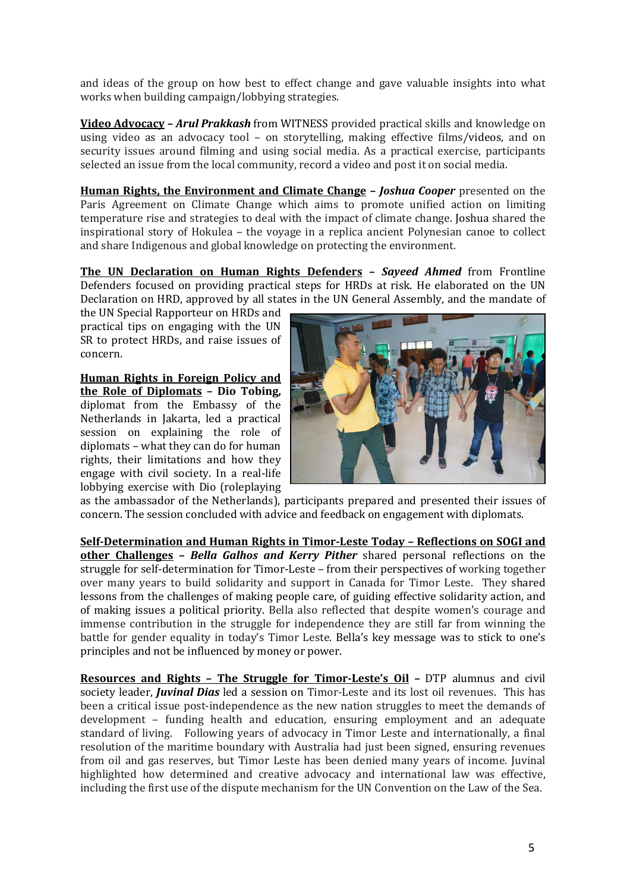and ideas of the group on how best to effect change and gave valuable insights into what works when building campaign/lobbying strategies.

**Video Advocacy** – ***Arul Prakkash*** from WITNESS provided practical skills and knowledge on using video as an advocacy tool – on storytelling, making effective films/videos, and on security issues around filming and using social media. As a practical exercise, participants selected an issue from the local community, record a video and post it on social media.

**Human Rights, the Environment and Climate Change** – ***Joshua Cooper*** presented on the Paris Agreement on Climate Change which aims to promote unified action on limiting temperature rise and strategies to deal with the impact of climate change. Joshua shared the inspirational story of Hokulea – the voyage in a replica ancient Polynesian canoe to collect and share Indigenous and global knowledge on protecting the environment.

**The UN Declaration on Human Rights Defenders** – ***Sayeed Ahmed*** from Frontline Defenders focused on providing practical steps for HRDs at risk. He elaborated on the UN Declaration on HRD, approved by all states in the UN General Assembly, and the mandate of the UN Special Rapporteur on HRDs and practical tips on engaging with the UN SR to protect HRDs, and raise issues of concern.

**Human Rights in Foreign Policy and the Role of Diplomats** – **Dio Tobing,** diplomat from the Embassy of the Netherlands in Jakarta, led a practical session on explaining the role of diplomats – what they can do for human rights, their limitations and how they engage with civil society. In a real-life lobbying exercise with Dio (roleplaying as the ambassador of the Netherlands), participants prepared and presented their issues of concern. The session concluded with advice and feedback on engagement with diplomats.

**Self-Determination and Human Rights in Timor-Leste Today – Reflections on SOGI and other Challenges** – ***Bella Galhos and Kerry Pither*** shared personal reflections on the struggle for self-determination for Timor-Leste – from their perspectives of working together over many years to build solidarity and support in Canada for Timor Leste. They shared lessons from the challenges of making people care, of guiding effective solidarity action, and of making issues a political priority. Bella also reflected that despite women's courage and immense contribution in the struggle for independence they are still far from winning the battle for gender equality in today's Timor Leste. Bella's key message was to stick to one's principles and not be influenced by money or power.

**Resources and Rights – The Struggle for Timor-Leste's Oil** – DTP alumnus and civil society leader, ***Juvinal Dias*** led a session on Timor-Leste and its lost oil revenues. This has been a critical issue post-independence as the new nation struggles to meet the demands of development – funding health and education, ensuring employment and an adequate standard of living. Following years of advocacy in Timor Leste and internationally, a final resolution of the maritime boundary with Australia had just been signed, ensuring revenues from oil and gas reserves, but Timor Leste has been denied many years of income. Juvinal highlighted how determined and creative advocacy and international law was effective, including the first use of the dispute mechanism for the UN Convention on the Law of the Sea.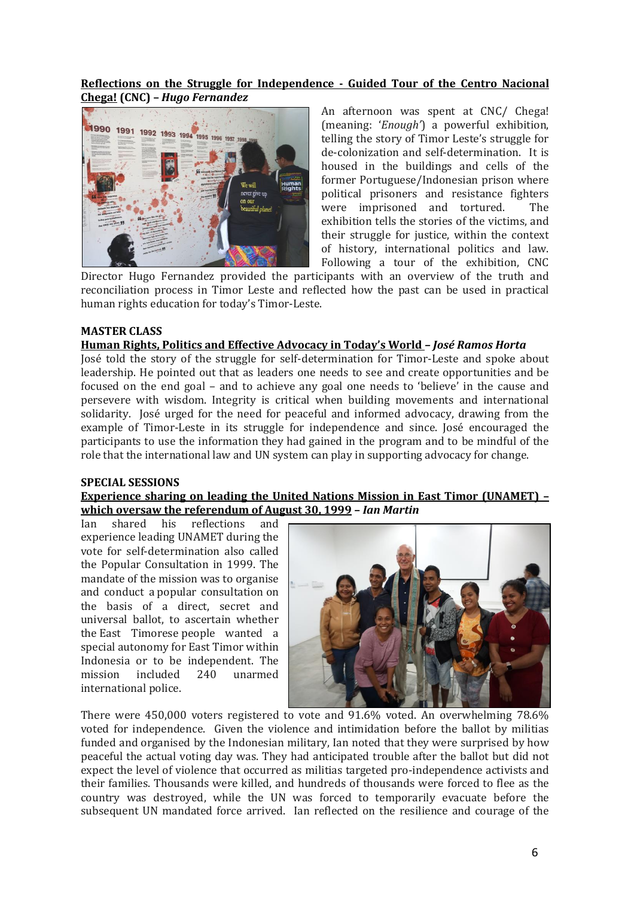**Reflections on the Struggle for Independence - Guided Tour of the Centro Nacional Chega! (CNC) – *Hugo Fernandez***

An afternoon was spent at CNC/ Chega! (meaning: '*Enough*') a powerful exhibition, telling the story of Timor Leste's struggle for de-colonization and self-determination. It is housed in the buildings and cells of the former Portuguese/Indonesian prison where political prisoners and resistance fighters were imprisoned and tortured. The exhibition tells the stories of the victims, and their struggle for justice, within the context of history, international politics and law. Following a tour of the exhibition, CNC Director Hugo Fernandez provided the participants with an overview of the truth and reconciliation process in Timor Leste and reflected how the past can be used in practical human rights education for today's Timor-Leste.

**MASTER CLASS**

**Human Rights, Politics and Effective Advocacy in Today's World – *José Ramos Horta***

José told the story of the struggle for self-determination for Timor-Leste and spoke about leadership. He pointed out that as leaders one needs to see and create opportunities and be focused on the end goal – and to achieve any goal one needs to 'believe' in the cause and persevere with wisdom. Integrity is critical when building movements and international solidarity. José urged for the need for peaceful and informed advocacy, drawing from the example of Timor-Leste in its struggle for independence and since. José encouraged the participants to use the information they had gained in the program and to be mindful of the role that the international law and UN system can play in supporting advocacy for change.

**SPECIAL SESSIONS**

**Experience sharing on leading the United Nations Mission in East Timor (UNAMET) – which oversaw the referendum of August 30, 1999 – *Ian Martin***

Ian shared his reflections and experience leading UNAMET during the vote for self-determination also called the Popular Consultation in 1999. The mandate of the mission was to organise and conduct a popular consultation on the basis of a direct, secret and universal ballot, to ascertain whether the East Timorese people wanted a special autonomy for East Timor within Indonesia or to be independent. The mission included 240 unarmed international police.

There were 450,000 voters registered to vote and 91.6% voted. An overwhelming 78.6% voted for independence. Given the violence and intimidation before the ballot by militias funded and organised by the Indonesian military, Ian noted that they were surprised by how peaceful the actual voting day was. They had anticipated trouble after the ballot but did not expect the level of violence that occurred as militias targeted pro-independence activists and their families. Thousands were killed, and hundreds of thousands were forced to flee as the country was destroyed, while the UN was forced to temporarily evacuate before the subsequent UN mandated force arrived. Ian reflected on the resilience and courage of the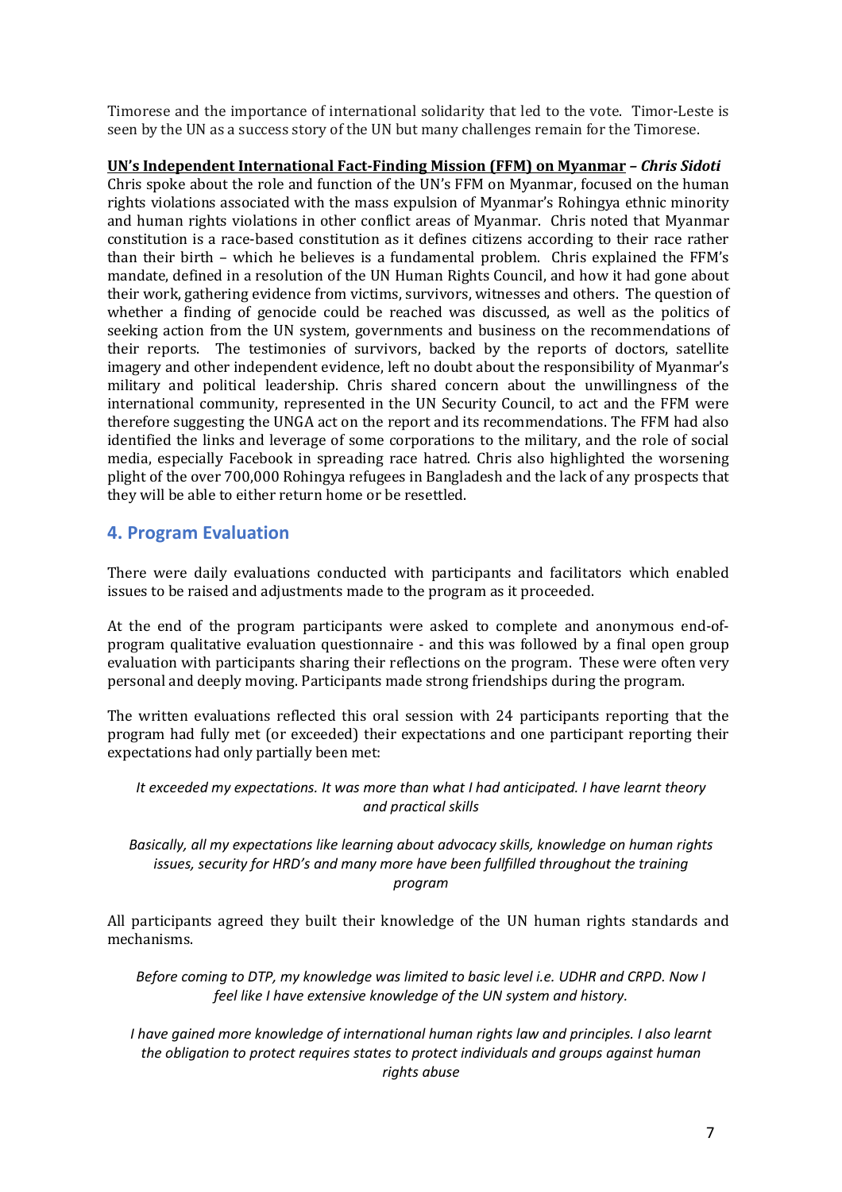Timorese and the importance of international solidarity that led to the vote. Timor-Leste is seen by the UN as a success story of the UN but many challenges remain for the Timorese.

**UN's Independent International Fact-Finding Mission (FFM) on Myanmar – *Chris Sidoti***

Chris spoke about the role and function of the UN's FFM on Myanmar, focused on the human rights violations associated with the mass expulsion of Myanmar's Rohingya ethnic minority and human rights violations in other conflict areas of Myanmar. Chris noted that Myanmar constitution is a race-based constitution as it defines citizens according to their race rather than their birth – which he believes is a fundamental problem. Chris explained the FFM's mandate, defined in a resolution of the UN Human Rights Council, and how it had gone about their work, gathering evidence from victims, survivors, witnesses and others. The question of whether a finding of genocide could be reached was discussed, as well as the politics of seeking action from the UN system, governments and business on the recommendations of their reports. The testimonies of survivors, backed by the reports of doctors, satellite imagery and other independent evidence, left no doubt about the responsibility of Myanmar's military and political leadership. Chris shared concern about the unwillingness of the international community, represented in the UN Security Council, to act and the FFM were therefore suggesting the UNGA act on the report and its recommendations. The FFM had also identified the links and leverage of some corporations to the military, and the role of social media, especially Facebook in spreading race hatred. Chris also highlighted the worsening plight of the over 700,000 Rohingya refugees in Bangladesh and the lack of any prospects that they will be able to either return home or be resettled.

## 4. Program Evaluation

There were daily evaluations conducted with participants and facilitators which enabled issues to be raised and adjustments made to the program as it proceeded.

At the end of the program participants were asked to complete and anonymous end-of-program qualitative evaluation questionnaire - and this was followed by a final open group evaluation with participants sharing their reflections on the program. These were often very personal and deeply moving. Participants made strong friendships during the program.

The written evaluations reflected this oral session with 24 participants reporting that the program had fully met (or exceeded) their expectations and one participant reporting their expectations had only partially been met:

*It exceeded my expectations. It was more than what I had anticipated. I have learnt theory and practical skills*

*Basically, all my expectations like learning about advocacy skills, knowledge on human rights issues, security for HRD's and many more have been fullfilled throughout the training program*

All participants agreed they built their knowledge of the UN human rights standards and mechanisms.

*Before coming to DTP, my knowledge was limited to basic level i.e. UDHR and CRPD. Now I feel like I have extensive knowledge of the UN system and history.*

*I have gained more knowledge of international human rights law and principles. I also learnt the obligation to protect requires states to protect individuals and groups against human rights abuse*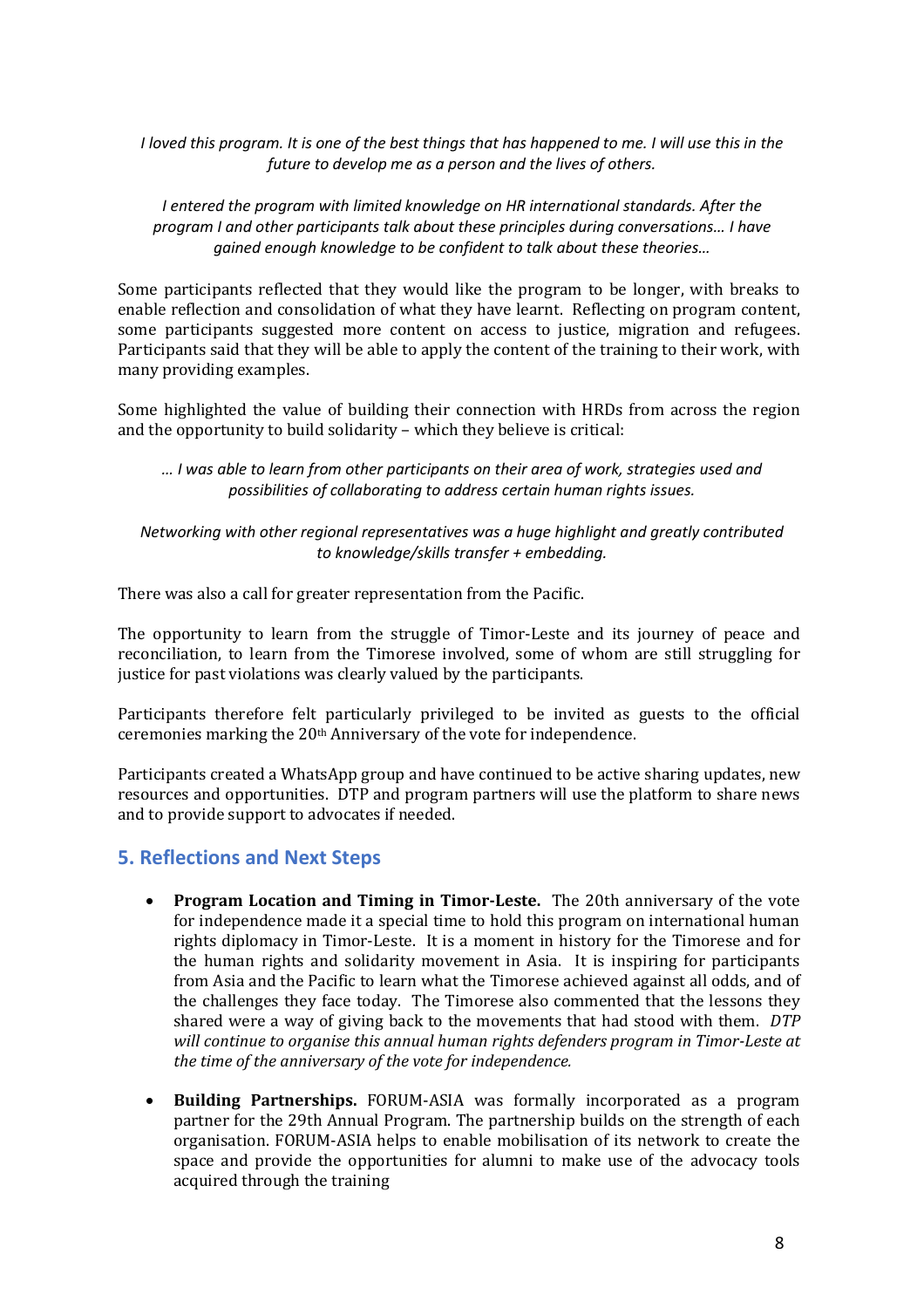*I loved this program. It is one of the best things that has happened to me. I will use this in the future to develop me as a person and the lives of others.*

*I entered the program with limited knowledge on HR international standards. After the program I and other participants talk about these principles during conversations… I have gained enough knowledge to be confident to talk about these theories…*

Some participants reflected that they would like the program to be longer, with breaks to enable reflection and consolidation of what they have learnt. Reflecting on program content, some participants suggested more content on access to justice, migration and refugees. Participants said that they will be able to apply the content of the training to their work, with many providing examples.

Some highlighted the value of building their connection with HRDs from across the region and the opportunity to build solidarity – which they believe is critical:

*… I was able to learn from other participants on their area of work, strategies used and possibilities of collaborating to address certain human rights issues.*

*Networking with other regional representatives was a huge highlight and greatly contributed to knowledge/skills transfer + embedding.*

There was also a call for greater representation from the Pacific.

The opportunity to learn from the struggle of Timor-Leste and its journey of peace and reconciliation, to learn from the Timorese involved, some of whom are still struggling for justice for past violations was clearly valued by the participants.

Participants therefore felt particularly privileged to be invited as guests to the official ceremonies marking the 20th Anniversary of the vote for independence.

Participants created a WhatsApp group and have continued to be active sharing updates, new resources and opportunities. DTP and program partners will use the platform to share news and to provide support to advocates if needed.

## 5. Reflections and Next Steps

- **Program Location and Timing in Timor-Leste.** The 20th anniversary of the vote for independence made it a special time to hold this program on international human rights diplomacy in Timor-Leste. It is a moment in history for the Timorese and for the human rights and solidarity movement in Asia. It is inspiring for participants from Asia and the Pacific to learn what the Timorese achieved against all odds, and of the challenges they face today. The Timorese also commented that the lessons they shared were a way of giving back to the movements that had stood with them. *DTP will continue to organise this annual human rights defenders program in Timor-Leste at the time of the anniversary of the vote for independence.*
- **Building Partnerships.** FORUM-ASIA was formally incorporated as a program partner for the 29th Annual Program. The partnership builds on the strength of each organisation. FORUM-ASIA helps to enable mobilisation of its network to create the space and provide the opportunities for alumni to make use of the advocacy tools acquired through the training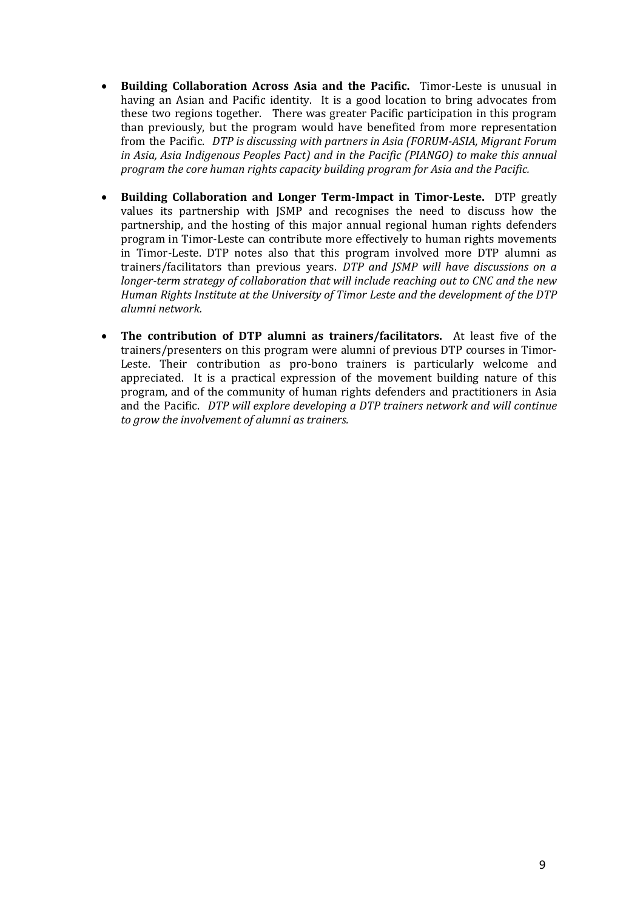- **Building Collaboration Across Asia and the Pacific.** Timor-Leste is unusual in having an Asian and Pacific identity. It is a good location to bring advocates from these two regions together. There was greater Pacific participation in this program than previously, but the program would have benefited from more representation from the Pacific. *DTP is discussing with partners in Asia (FORUM-ASIA, Migrant Forum in Asia, Asia Indigenous Peoples Pact) and in the Pacific (PIANGO) to make this annual program the core human rights capacity building program for Asia and the Pacific.*

- **Building Collaboration and Longer Term-Impact in Timor-Leste.** DTP greatly values its partnership with JSMP and recognises the need to discuss how the partnership, and the hosting of this major annual regional human rights defenders program in Timor-Leste can contribute more effectively to human rights movements in Timor-Leste. DTP notes also that this program involved more DTP alumni as trainers/facilitators than previous years. *DTP and JSMP will have discussions on a longer-term strategy of collaboration that will include reaching out to CNC and the new Human Rights Institute at the University of Timor Leste and the development of the DTP alumni network.*

- **The contribution of DTP alumni as trainers/facilitators.** At least five of the trainers/presenters on this program were alumni of previous DTP courses in Timor-Leste. Their contribution as pro-bono trainers is particularly welcome and appreciated. It is a practical expression of the movement building nature of this program, and of the community of human rights defenders and practitioners in Asia and the Pacific. *DTP will explore developing a DTP trainers network and will continue to grow the involvement of alumni as trainers.*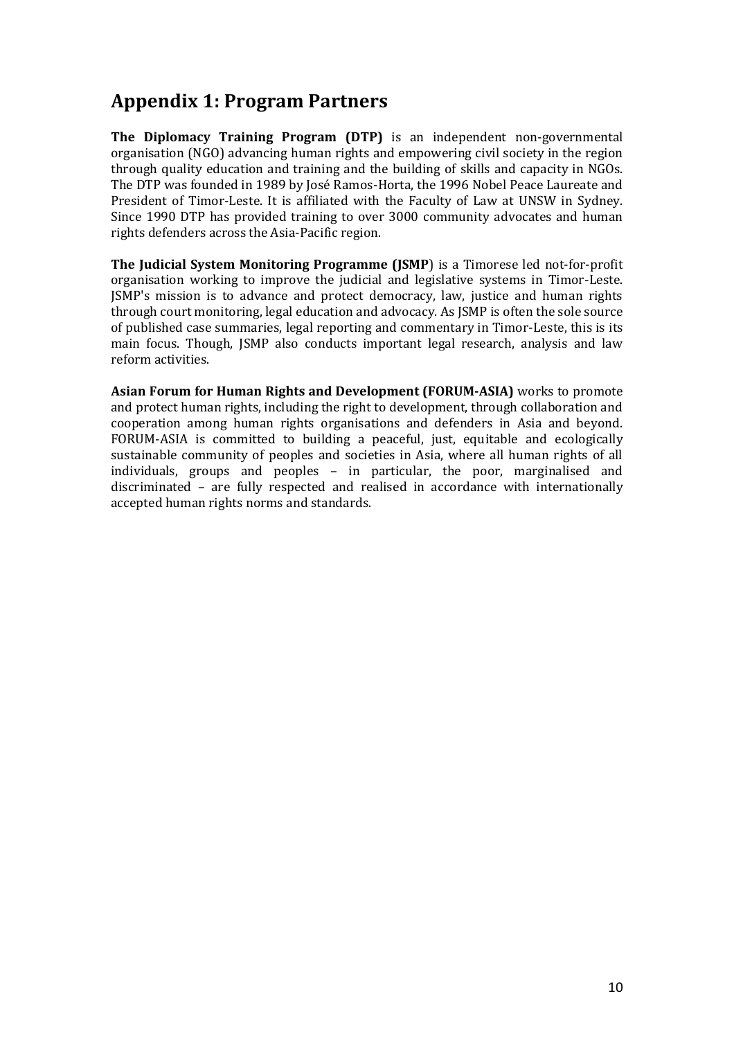## Appendix 1: Program Partners

**The Diplomacy Training Program (DTP)** is an independent non-governmental organisation (NGO) advancing human rights and empowering civil society in the region through quality education and training and the building of skills and capacity in NGOs. The DTP was founded in 1989 by José Ramos-Horta, the 1996 Nobel Peace Laureate and President of Timor-Leste. It is affiliated with the Faculty of Law at UNSW in Sydney. Since 1990 DTP has provided training to over 3000 community advocates and human rights defenders across the Asia-Pacific region.

**The Judicial System Monitoring Programme (JSMP**) is a Timorese led not-for-profit organisation working to improve the judicial and legislative systems in Timor-Leste. JSMP's mission is to advance and protect democracy, law, justice and human rights through court monitoring, legal education and advocacy. As JSMP is often the sole source of published case summaries, legal reporting and commentary in Timor-Leste, this is its main focus. Though, JSMP also conducts important legal research, analysis and law reform activities.

**Asian Forum for Human Rights and Development (FORUM-ASIA)** works to promote and protect human rights, including the right to development, through collaboration and cooperation among human rights organisations and defenders in Asia and beyond. FORUM-ASIA is committed to building a peaceful, just, equitable and ecologically sustainable community of peoples and societies in Asia, where all human rights of all individuals, groups and peoples – in particular, the poor, marginalised and discriminated – are fully respected and realised in accordance with internationally accepted human rights norms and standards.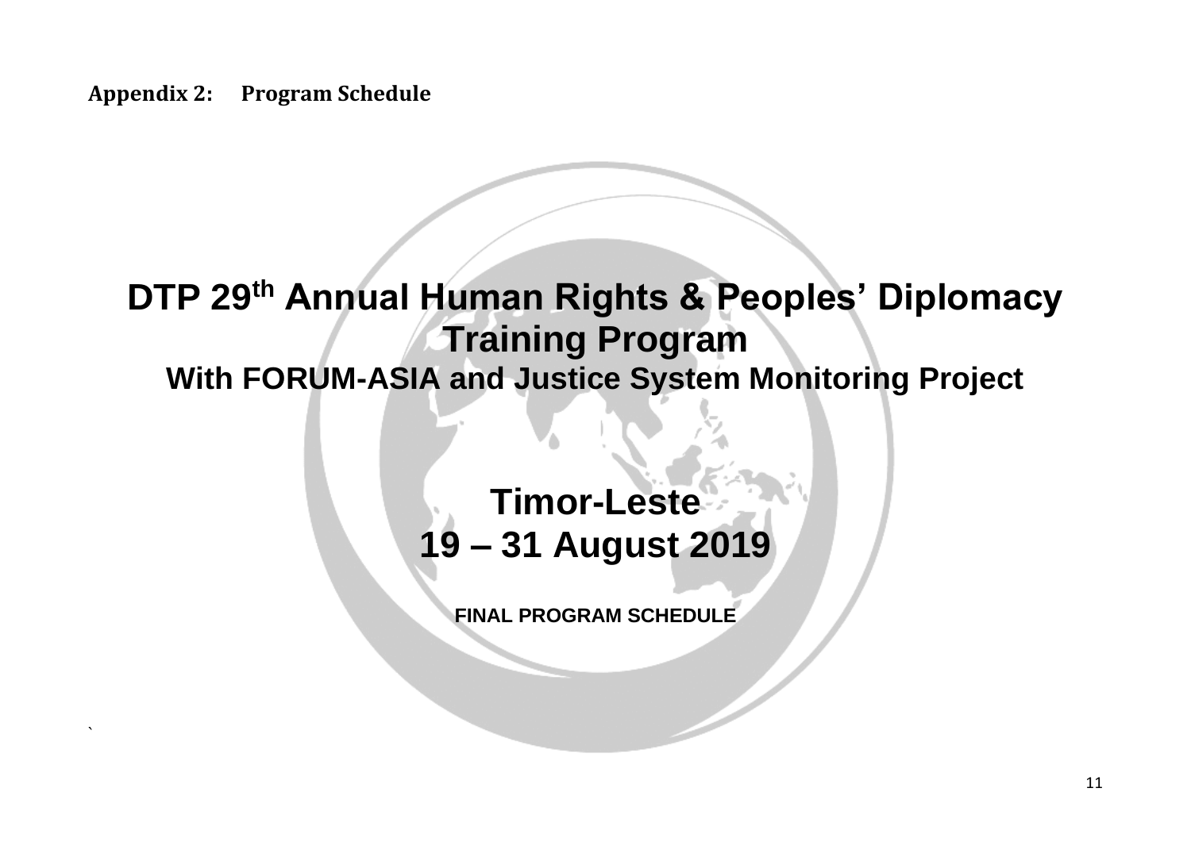**Appendix 2: Program Schedule**

# DTP 29th Annual Human Rights & Peoples' Diplomacy Training Program

## With FORUM-ASIA and Justice System Monitoring Project

## Timor-Leste
## 19 – 31 August 2019

**FINAL PROGRAM SCHEDULE**

`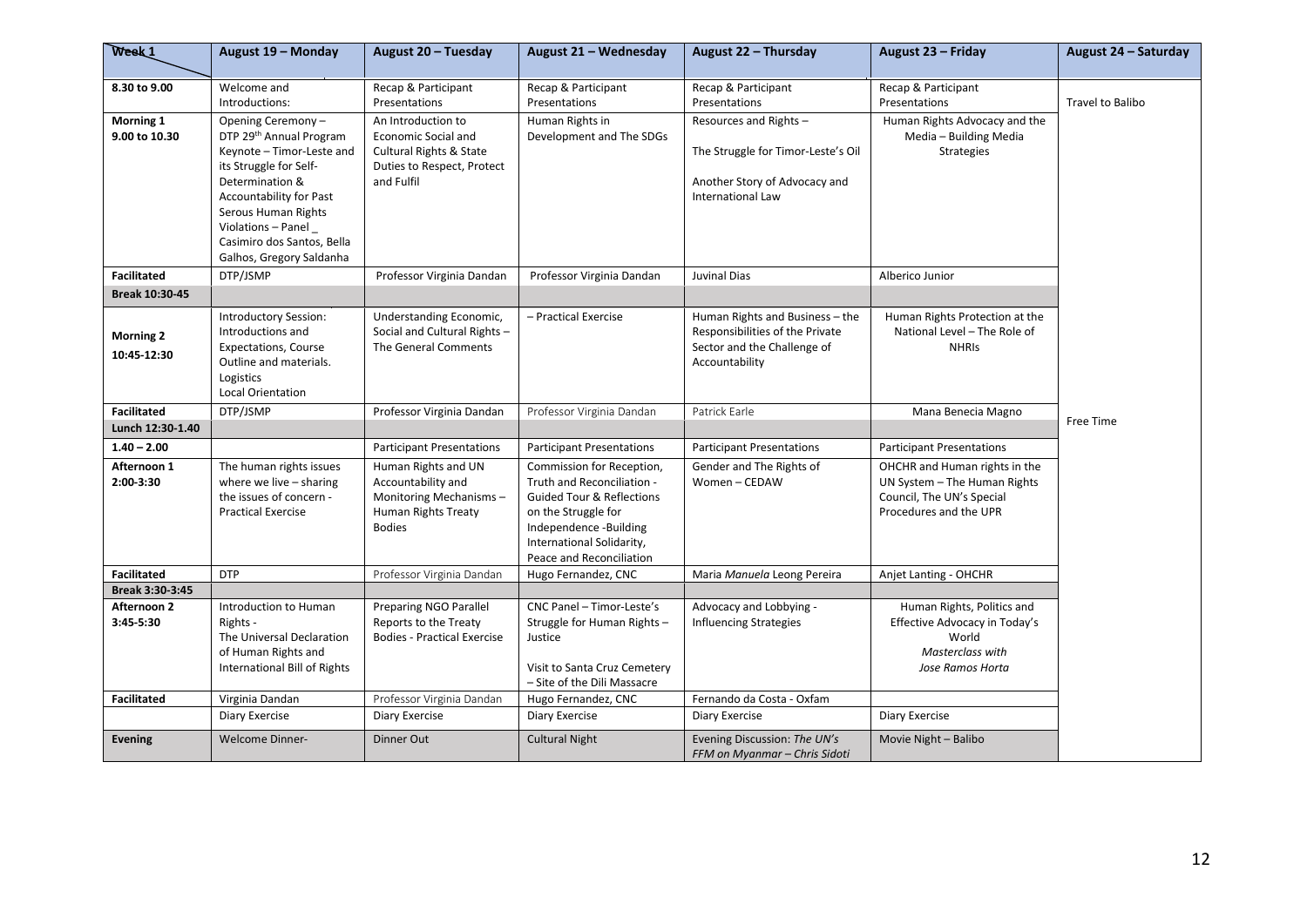| Week 1 | August 19 – Monday | August 20 – Tuesday | August 21 – Wednesday | August 22 – Thursday | August 23 – Friday | August 24 – Saturday |
|---|---|---|---|---|---|---|
| **8.30 to 9.00** | Welcome and Introductions: | Recap & Participant Presentations | Recap & Participant Presentations | Recap & Participant Presentations | Recap & Participant Presentations | Travel to Balibo |
| **Morning 1 9.00 to 10.30** | Opening Ceremony – DTP 29th Annual Program Keynote – Timor-Leste and its Struggle for Self-Determination & Accountability for Past Serous Human Rights Violations – Panel _ Casimiro dos Santos, Bella Galhos, Gregory Saldanha | An Introduction to Economic Social and Cultural Rights & State Duties to Respect, Protect and Fulfil | Human Rights in Development and The SDGs | Resources and Rights – The Struggle for Timor-Leste's Oil Another Story of Advocacy and International Law | Human Rights Advocacy and the Media – Building Media Strategies | |
| **Facilitated** | DTP/JSMP | Professor Virginia Dandan | Professor Virginia Dandan | Juvinal Dias | Alberico Junior | |
| **Break 10:30-45** | | | | | | |
| **Morning 2 10:45-12:30** | Introductory Session: Introductions and Expectations, Course Outline and materials. Logistics Local Orientation | Understanding Economic, Social and Cultural Rights – The General Comments | – Practical Exercise | Human Rights and Business – the Responsibilities of the Private Sector and the Challenge of Accountability | Human Rights Protection at the National Level – The Role of NHRIs | |
| **Facilitated** | DTP/JSMP | Professor Virginia Dandan | Professor Virginia Dandan | Patrick Earle | Mana Benecia Magno | Free Time |
| **Lunch 12:30-1.40** | | | | | | |
| **1.40 – 2.00** | | Participant Presentations | Participant Presentations | Participant Presentations | Participant Presentations | |
| **Afternoon 1 2:00-3:30** | The human rights issues where we live – sharing the issues of concern - Practical Exercise | Human Rights and UN Accountability and Monitoring Mechanisms – Human Rights Treaty Bodies | Commission for Reception, Truth and Reconciliation - Guided Tour & Reflections on the Struggle for Independence -Building International Solidarity, Peace and Reconciliation | Gender and The Rights of Women – CEDAW | OHCHR and Human rights in the UN System – The Human Rights Council, The UN's Special Procedures and the UPR | |
| **Facilitated** | DTP | Professor Virginia Dandan | Hugo Fernandez, CNC | Maria *Manuela* Leong Pereira | Anjet Lanting - OHCHR | |
| **Break 3:30-3:45** | | | | | | |
| **Afternoon 2 3:45-5:30** | Introduction to Human Rights - The Universal Declaration of Human Rights and International Bill of Rights | Preparing NGO Parallel Reports to the Treaty Bodies - Practical Exercise | CNC Panel – Timor-Leste's Struggle for Human Rights – Justice Visit to Santa Cruz Cemetery – Site of the Dili Massacre | Advocacy and Lobbying - Influencing Strategies | Human Rights, Politics and Effective Advocacy in Today's World *Masterclass with Jose Ramos Horta* | |
| **Facilitated** | Virginia Dandan | Professor Virginia Dandan | Hugo Fernandez, CNC | Fernando da Costa - Oxfam | | |
| | Diary Exercise | Diary Exercise | Diary Exercise | Diary Exercise | Diary Exercise | |
| **Evening** | Welcome Dinner- | Dinner Out | Cultural Night | Evening Discussion: *The UN's FFM on Myanmar – Chris Sidoti* | Movie Night – Balibo | |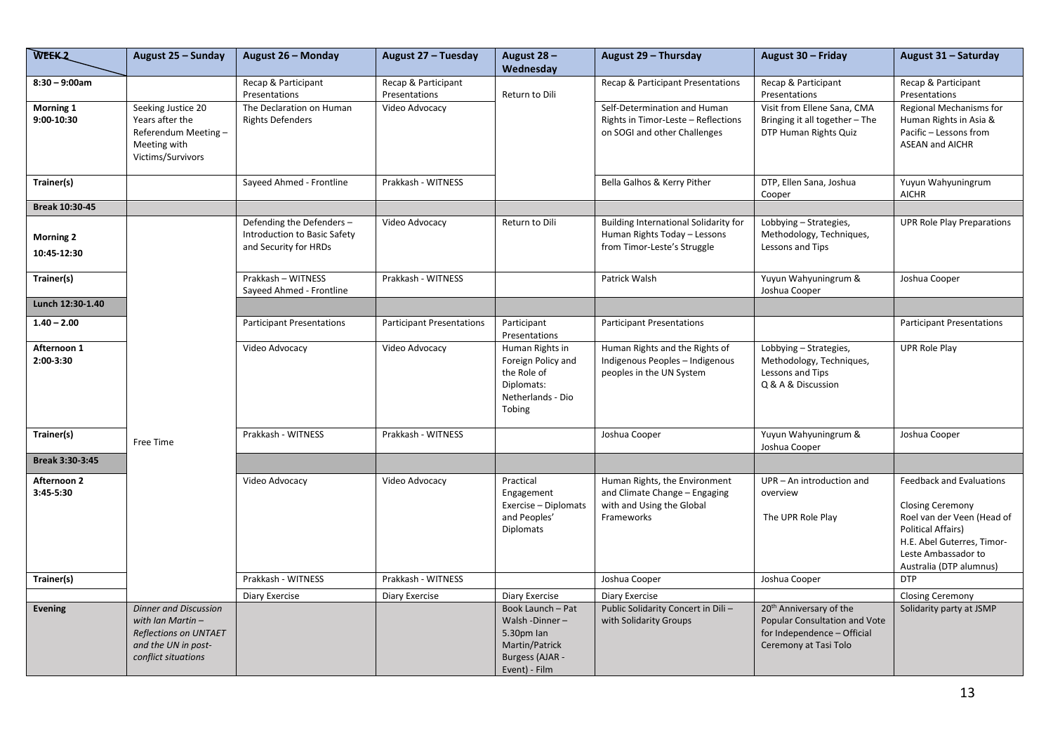| WEEK 2 | August 25 – Sunday | August 26 – Monday | August 27 – Tuesday | August 28 – Wednesday | August 29 – Thursday | August 30 – Friday | August 31 – Saturday |
|---|---|---|---|---|---|---|---|
| **8:30 – 9:00am** | | Recap & Participant Presentations | Recap & Participant Presentations | Return to Dili | Recap & Participant Presentations | Recap & Participant Presentations | Recap & Participant Presentations |
| **Morning 1 9:00-10:30** | Seeking Justice 20 Years after the Referendum Meeting – Meeting with Victims/Survivors | The Declaration on Human Rights Defenders | Video Advocacy | | Self-Determination and Human Rights in Timor-Leste – Reflections on SOGI and other Challenges | Visit from Ellene Sana, CMA Bringing it all together – The DTP Human Rights Quiz | Regional Mechanisms for Human Rights in Asia & Pacific – Lessons from ASEAN and AICHR |
| **Trainer(s)** | | Sayeed Ahmed - Frontline | Prakkash - WITNESS | | Bella Galhos & Kerry Pither | DTP, Ellen Sana, Joshua Cooper | Yuyun Wahyuningrum AICHR |
| **Break 10:30-45** | | | | | | | |
| **Morning 2 10:45-12:30** | | Defending the Defenders – Introduction to Basic Safety and Security for HRDs | Video Advocacy | Return to Dili | Building International Solidarity for Human Rights Today – Lessons from Timor-Leste's Struggle | Lobbying – Strategies, Methodology, Techniques, Lessons and Tips | UPR Role Play Preparations |
| **Trainer(s)** | | Prakkash – WITNESS Sayeed Ahmed - Frontline | Prakkash - WITNESS | | Patrick Walsh | Yuyun Wahyuningrum & Joshua Cooper | Joshua Cooper |
| **Lunch 12:30-1.40** | | | | | | | |
| **1.40 – 2.00** | | Participant Presentations | Participant Presentations | Participant Presentations | Participant Presentations | | Participant Presentations |
| **Afternoon 1 2:00-3:30** | | Video Advocacy | Video Advocacy | Human Rights in Foreign Policy and the Role of Diplomats: Netherlands - Dio Tobing | Human Rights and the Rights of Indigenous Peoples – Indigenous peoples in the UN System | Lobbying – Strategies, Methodology, Techniques, Lessons and Tips Q & A & Discussion | UPR Role Play |
| **Trainer(s)** | Free Time | Prakkash - WITNESS | Prakkash - WITNESS | | Joshua Cooper | Yuyun Wahyuningrum & Joshua Cooper | Joshua Cooper |
| **Break 3:30-3:45** | | | | | | | |
| **Afternoon 2 3:45-5:30** | | Video Advocacy | Video Advocacy | Practical Engagement Exercise – Diplomats and Peoples' Diplomats | Human Rights, the Environment and Climate Change – Engaging with and Using the Global Frameworks | UPR – An introduction and overview<br><br>The UPR Role Play | Feedback and Evaluations<br><br>Closing Ceremony<br>Roel van der Veen (Head of Political Affairs)<br>H.E. Abel Guterres, Timor-Leste Ambassador to Australia (DTP alumnus) |
| **Trainer(s)** | | Prakkash - WITNESS | Prakkash - WITNESS | | Joshua Cooper | Joshua Cooper | DTP |
| | | Diary Exercise | Diary Exercise | Diary Exercise | Diary Exercise | | Closing Ceremony |
| **Evening** | *Dinner and Discussion with Ian Martin – Reflections on UNTAET and the UN in post-conflict situations* | | | Book Launch – Pat Walsh -Dinner – 5.30pm Ian Martin/Patrick Burgess (AJAR - Event) - Film | Public Solidarity Concert in Dili – with Solidarity Groups | 20th Anniversary of the Popular Consultation and Vote for Independence – Official Ceremony at Tasi Tolo | Solidarity party at JSMP |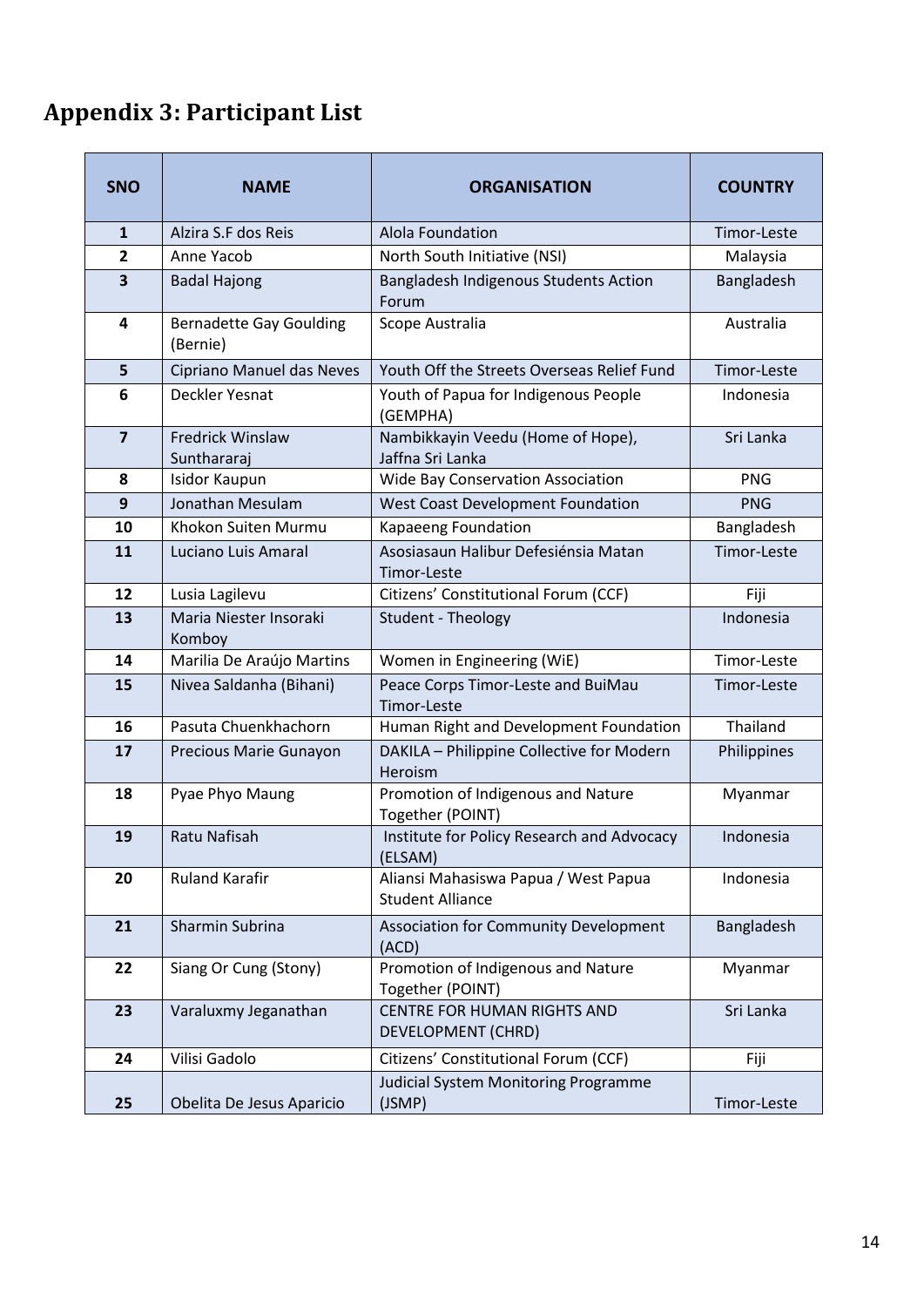# Appendix 3: Participant List

| SNO | NAME | ORGANISATION | COUNTRY |
|---|---|---|---|
| 1 | Alzira S.F dos Reis | Alola Foundation | Timor-Leste |
| 2 | Anne Yacob | North South Initiative (NSI) | Malaysia |
| 3 | Badal Hajong | Bangladesh Indigenous Students Action Forum | Bangladesh |
| 4 | Bernadette Gay Goulding (Bernie) | Scope Australia | Australia |
| 5 | Cipriano Manuel das Neves | Youth Off the Streets Overseas Relief Fund | Timor-Leste |
| 6 | Deckler Yesnat | Youth of Papua for Indigenous People (GEMPHA) | Indonesia |
| 7 | Fredrick Winslaw Sunthararaj | Nambikkayin Veedu (Home of Hope), Jaffna Sri Lanka | Sri Lanka |
| 8 | Isidor Kaupun | Wide Bay Conservation Association | PNG |
| 9 | Jonathan Mesulam | West Coast Development Foundation | PNG |
| 10 | Khokon Suiten Murmu | Kapaeeng Foundation | Bangladesh |
| 11 | Luciano Luis Amaral | Asosiasaun Halibur Defesiénsia Matan Timor-Leste | Timor-Leste |
| 12 | Lusia Lagilevu | Citizens' Constitutional Forum (CCF) | Fiji |
| 13 | Maria Niester Insoraki Komboy | Student - Theology | Indonesia |
| 14 | Marilia De Araújo Martins | Women in Engineering (WiE) | Timor-Leste |
| 15 | Nivea Saldanha (Bihani) | Peace Corps Timor-Leste and BuiMau Timor-Leste | Timor-Leste |
| 16 | Pasuta Chuenkhachorn | Human Right and Development Foundation | Thailand |
| 17 | Precious Marie Gunayon | DAKILA – Philippine Collective for Modern Heroism | Philippines |
| 18 | Pyae Phyo Maung | Promotion of Indigenous and Nature Together (POINT) | Myanmar |
| 19 | Ratu Nafisah | Institute for Policy Research and Advocacy (ELSAM) | Indonesia |
| 20 | Ruland Karafir | Aliansi Mahasiswa Papua / West Papua Student Alliance | Indonesia |
| 21 | Sharmin Subrina | Association for Community Development (ACD) | Bangladesh |
| 22 | Siang Or Cung (Stony) | Promotion of Indigenous and Nature Together (POINT) | Myanmar |
| 23 | Varaluxmy Jeganathan | CENTRE FOR HUMAN RIGHTS AND DEVELOPMENT (CHRD) | Sri Lanka |
| 24 | Vilisi Gadolo | Citizens' Constitutional Forum (CCF) | Fiji |
| 25 | Obelita De Jesus Aparicio | Judicial System Monitoring Programme (JSMP) | Timor-Leste |